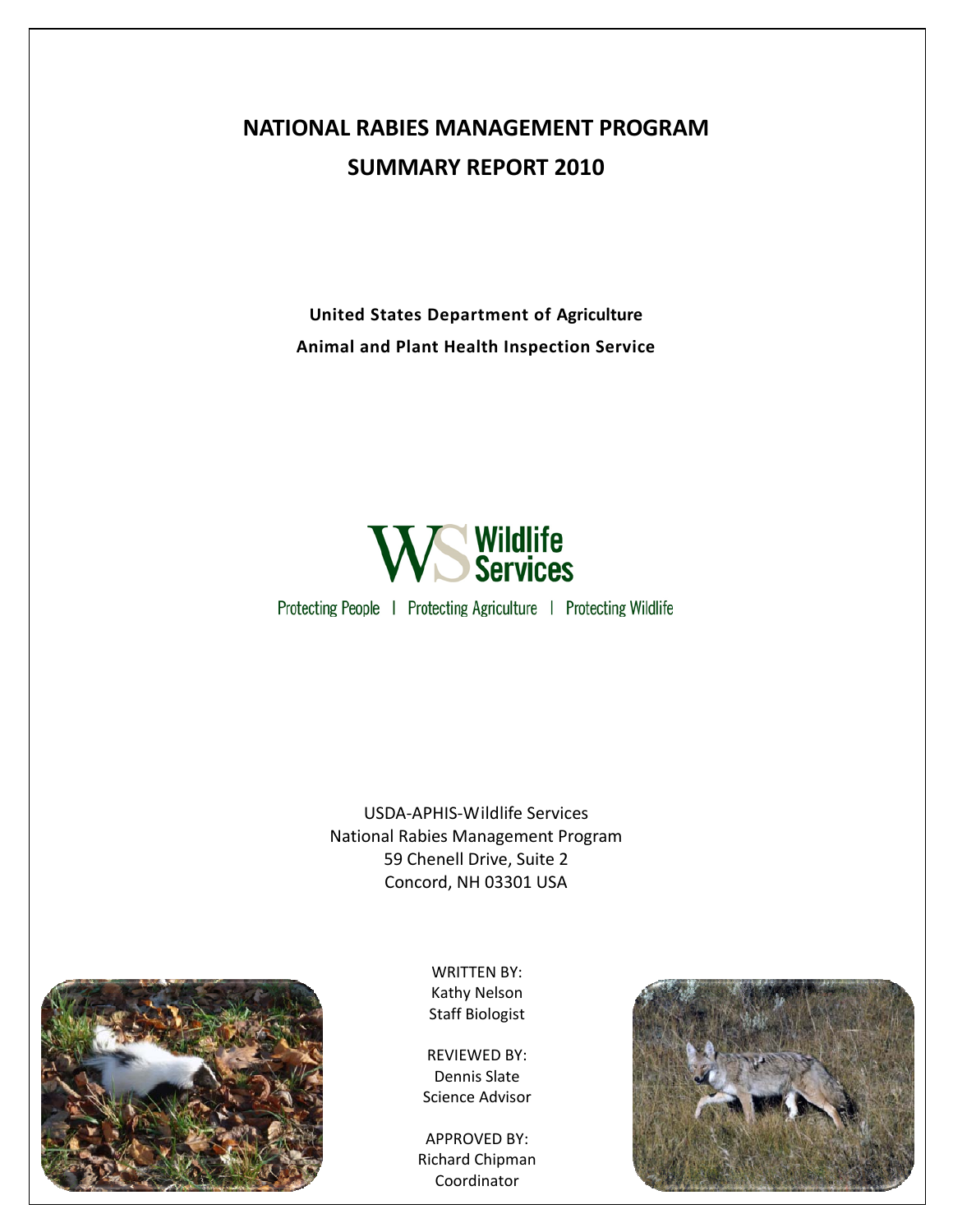# NATIONAL RABIES MANAGEMENT PROGRAM

# SUMMARY REPORT 2010

**United States Department of Agriculture**

**Animal and Plant Health Inspection Service**

Wildlife Services

Protecting People | Protecting Agriculture | Protecting Wildlife

USDA-APHIS-Wildlife Services
National Rabies Management Program
59 Chenell Drive, Suite 2
Concord, NH 03301 USA

WRITTEN BY:
Kathy Nelson
Staff Biologist

REVIEWED BY:
Dennis Slate
Science Advisor

APPROVED BY:
Richard Chipman
Coordinator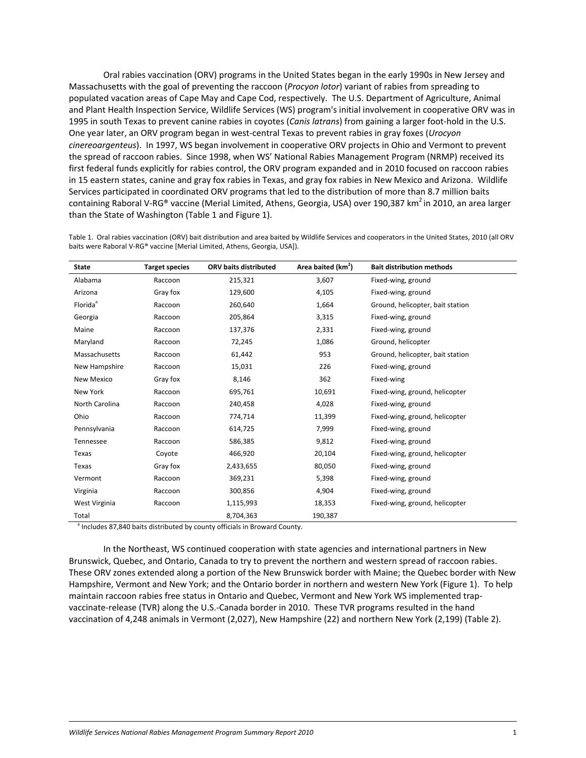Oral rabies vaccination (ORV) programs in the United States began in the early 1990s in New Jersey and Massachusetts with the goal of preventing the raccoon (*Procyon lotor*) variant of rabies from spreading to populated vacation areas of Cape May and Cape Cod, respectively. The U.S. Department of Agriculture, Animal and Plant Health Inspection Service, Wildlife Services (WS) program's initial involvement in cooperative ORV was in 1995 in south Texas to prevent canine rabies in coyotes (*Canis latrans*) from gaining a larger foot-hold in the U.S. One year later, an ORV program began in west-central Texas to prevent rabies in gray foxes (*Urocyon cinereoargenteus*). In 1997, WS began involvement in cooperative ORV projects in Ohio and Vermont to prevent the spread of raccoon rabies. Since 1998, when WS' National Rabies Management Program (NRMP) received its first federal funds explicitly for rabies control, the ORV program expanded and in 2010 focused on raccoon rabies in 15 eastern states, canine and gray fox rabies in Texas, and gray fox rabies in New Mexico and Arizona. Wildlife Services participated in coordinated ORV programs that led to the distribution of more than 8.7 million baits containing Raboral V-RG® vaccine (Merial Limited, Athens, Georgia, USA) over 190,387 km$^2$ in 2010, an area larger than the State of Washington (Table 1 and Figure 1).

Table 1. Oral rabies vaccination (ORV) bait distribution and area baited by Wildlife Services and cooperators in the United States, 2010 (all ORV baits were Raboral V-RG® vaccine [Merial Limited, Athens, Georgia, USA]).

| State | Target species | ORV baits distributed | Area baited (km$^2$) | Bait distribution methods |
|---|---|---|---|---|
| Alabama | Raccoon | 215,321 | 3,607 | Fixed-wing, ground |
| Arizona | Gray fox | 129,600 | 4,105 | Fixed-wing, ground |
| Florida[a] | Raccoon | 260,640 | 1,664 | Ground, helicopter, bait station |
| Georgia | Raccoon | 205,864 | 3,315 | Fixed-wing, ground |
| Maine | Raccoon | 137,376 | 2,331 | Fixed-wing, ground |
| Maryland | Raccoon | 72,245 | 1,086 | Ground, helicopter |
| Massachusetts | Raccoon | 61,442 | 953 | Ground, helicopter, bait station |
| New Hampshire | Raccoon | 15,031 | 226 | Fixed-wing, ground |
| New Mexico | Gray fox | 8,146 | 362 | Fixed-wing |
| New York | Raccoon | 695,761 | 10,691 | Fixed-wing, ground, helicopter |
| North Carolina | Raccoon | 240,458 | 4,028 | Fixed-wing, ground |
| Ohio | Raccoon | 774,714 | 11,399 | Fixed-wing, ground, helicopter |
| Pennsylvania | Raccoon | 614,725 | 7,999 | Fixed-wing, ground |
| Tennessee | Raccoon | 586,385 | 9,812 | Fixed-wing, ground |
| Texas | Coyote | 466,920 | 20,104 | Fixed-wing, ground, helicopter |
| Texas | Gray fox | 2,433,655 | 80,050 | Fixed-wing, ground |
| Vermont | Raccoon | 369,231 | 5,398 | Fixed-wing, ground |
| Virginia | Raccoon | 300,856 | 4,904 | Fixed-wing, ground |
| West Virginia | Raccoon | 1,115,993 | 18,353 | Fixed-wing, ground, helicopter |
| Total | | 8,704,363 | 190,387 | |

[a] Includes 87,840 baits distributed by county officials in Broward County.

In the Northeast, WS continued cooperation with state agencies and international partners in New Brunswick, Quebec, and Ontario, Canada to try to prevent the northern and western spread of raccoon rabies. These ORV zones extended along a portion of the New Brunswick border with Maine; the Quebec border with New Hampshire, Vermont and New York; and the Ontario border in northern and western New York (Figure 1). To help maintain raccoon rabies free status in Ontario and Quebec, Vermont and New York WS implemented trap-vaccinate-release (TVR) along the U.S.-Canada border in 2010. These TVR programs resulted in the hand vaccination of 4,248 animals in Vermont (2,027), New Hampshire (22) and northern New York (2,199) (Table 2).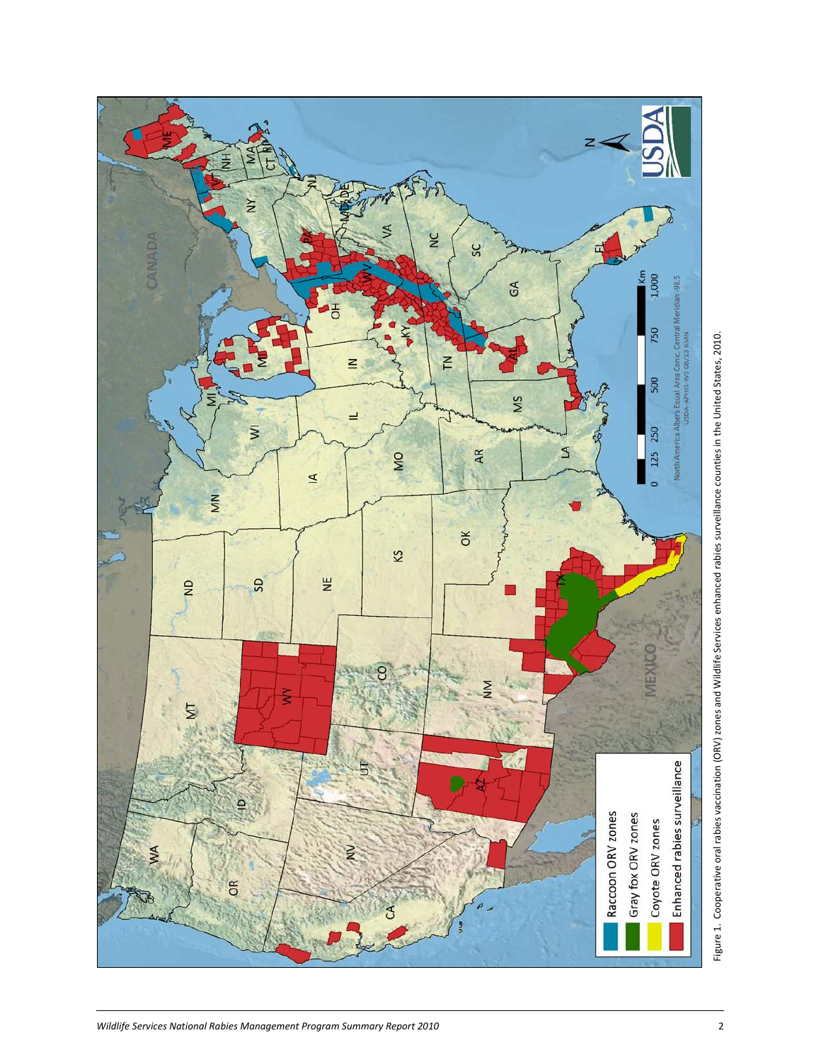Figure 1. Cooperative oral rabies vaccination (ORV) zones and Wildlife Services enhanced rabies surveillance counties in the United States, 2010.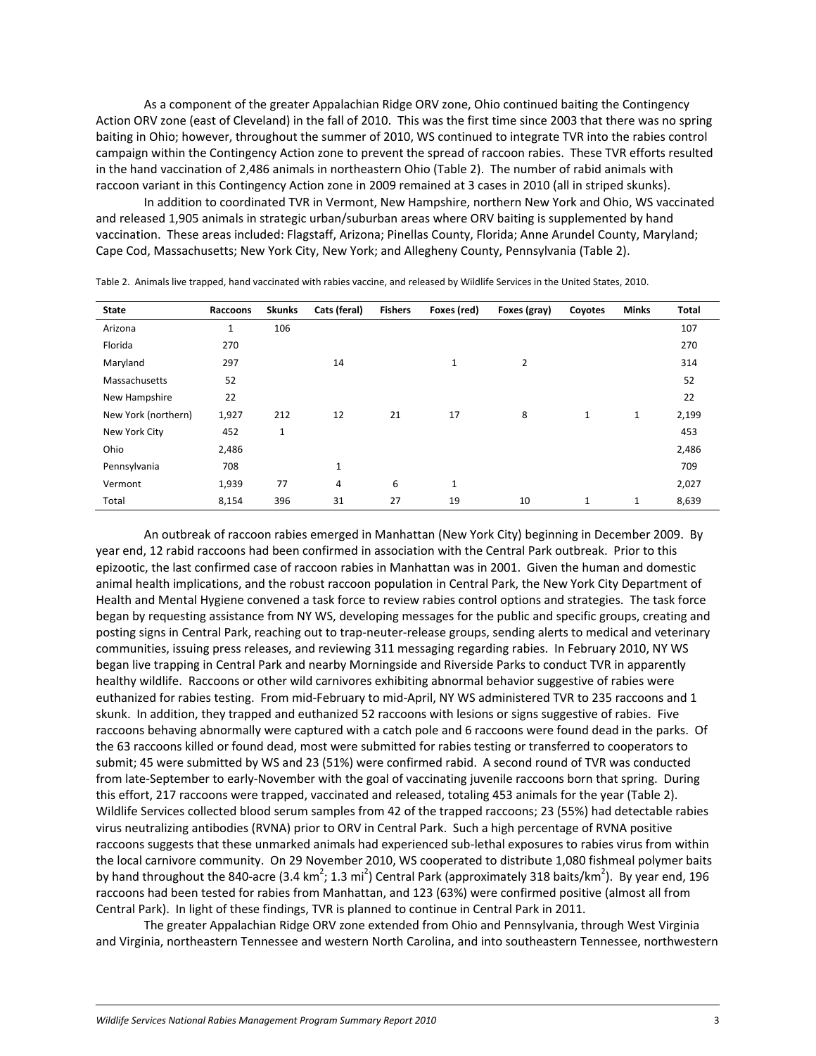As a component of the greater Appalachian Ridge ORV zone, Ohio continued baiting the Contingency Action ORV zone (east of Cleveland) in the fall of 2010. This was the first time since 2003 that there was no spring baiting in Ohio; however, throughout the summer of 2010, WS continued to integrate TVR into the rabies control campaign within the Contingency Action zone to prevent the spread of raccoon rabies. These TVR efforts resulted in the hand vaccination of 2,486 animals in northeastern Ohio (Table 2). The number of rabid animals with raccoon variant in this Contingency Action zone in 2009 remained at 3 cases in 2010 (all in striped skunks).

In addition to coordinated TVR in Vermont, New Hampshire, northern New York and Ohio, WS vaccinated and released 1,905 animals in strategic urban/suburban areas where ORV baiting is supplemented by hand vaccination. These areas included: Flagstaff, Arizona; Pinellas County, Florida; Anne Arundel County, Maryland; Cape Cod, Massachusetts; New York City, New York; and Allegheny County, Pennsylvania (Table 2).

Table 2. Animals live trapped, hand vaccinated with rabies vaccine, and released by Wildlife Services in the United States, 2010.

| State | Raccoons | Skunks | Cats (feral) | Fishers | Foxes (red) | Foxes (gray) | Coyotes | Minks | Total |
|---|---|---|---|---|---|---|---|---|---|
| Arizona | 1 | 106 | | | | | | | 107 |
| Florida | 270 | | | | | | | | 270 |
| Maryland | 297 | | 14 | | 1 | 2 | | | 314 |
| Massachusetts | 52 | | | | | | | | 52 |
| New Hampshire | 22 | | | | | | | | 22 |
| New York (northern) | 1,927 | 212 | 12 | 21 | 17 | 8 | 1 | 1 | 2,199 |
| New York City | 452 | 1 | | | | | | | 453 |
| Ohio | 2,486 | | | | | | | | 2,486 |
| Pennsylvania | 708 | | 1 | | | | | | 709 |
| Vermont | 1,939 | 77 | 4 | 6 | 1 | | | | 2,027 |
| Total | 8,154 | 396 | 31 | 27 | 19 | 10 | 1 | 1 | 8,639 |

An outbreak of raccoon rabies emerged in Manhattan (New York City) beginning in December 2009. By year end, 12 rabid raccoons had been confirmed in association with the Central Park outbreak. Prior to this epizootic, the last confirmed case of raccoon rabies in Manhattan was in 2001. Given the human and domestic animal health implications, and the robust raccoon population in Central Park, the New York City Department of Health and Mental Hygiene convened a task force to review rabies control options and strategies. The task force began by requesting assistance from NY WS, developing messages for the public and specific groups, creating and posting signs in Central Park, reaching out to trap-neuter-release groups, sending alerts to medical and veterinary communities, issuing press releases, and reviewing 311 messaging regarding rabies. In February 2010, NY WS began live trapping in Central Park and nearby Morningside and Riverside Parks to conduct TVR in apparently healthy wildlife. Raccoons or other wild carnivores exhibiting abnormal behavior suggestive of rabies were euthanized for rabies testing. From mid-February to mid-April, NY WS administered TVR to 235 raccoons and 1 skunk. In addition, they trapped and euthanized 52 raccoons with lesions or signs suggestive of rabies. Five raccoons behaving abnormally were captured with a catch pole and 6 raccoons were found dead in the parks. Of the 63 raccoons killed or found dead, most were submitted for rabies testing or transferred to cooperators to submit; 45 were submitted by WS and 23 (51%) were confirmed rabid. A second round of TVR was conducted from late-September to early-November with the goal of vaccinating juvenile raccoons born that spring. During this effort, 217 raccoons were trapped, vaccinated and released, totaling 453 animals for the year (Table 2). Wildlife Services collected blood serum samples from 42 of the trapped raccoons; 23 (55%) had detectable rabies virus neutralizing antibodies (RVNA) prior to ORV in Central Park. Such a high percentage of RVNA positive raccoons suggests that these unmarked animals had experienced sub-lethal exposures to rabies virus from within the local carnivore community. On 29 November 2010, WS cooperated to distribute 1,080 fishmeal polymer baits by hand throughout the 840-acre (3.4 $km^2$; 1.3 $mi^2$) Central Park (approximately 318 baits/$km^2$). By year end, 196 raccoons had been tested for rabies from Manhattan, and 123 (63%) were confirmed positive (almost all from Central Park). In light of these findings, TVR is planned to continue in Central Park in 2011.

The greater Appalachian Ridge ORV zone extended from Ohio and Pennsylvania, through West Virginia and Virginia, northeastern Tennessee and western North Carolina, and into southeastern Tennessee, northwestern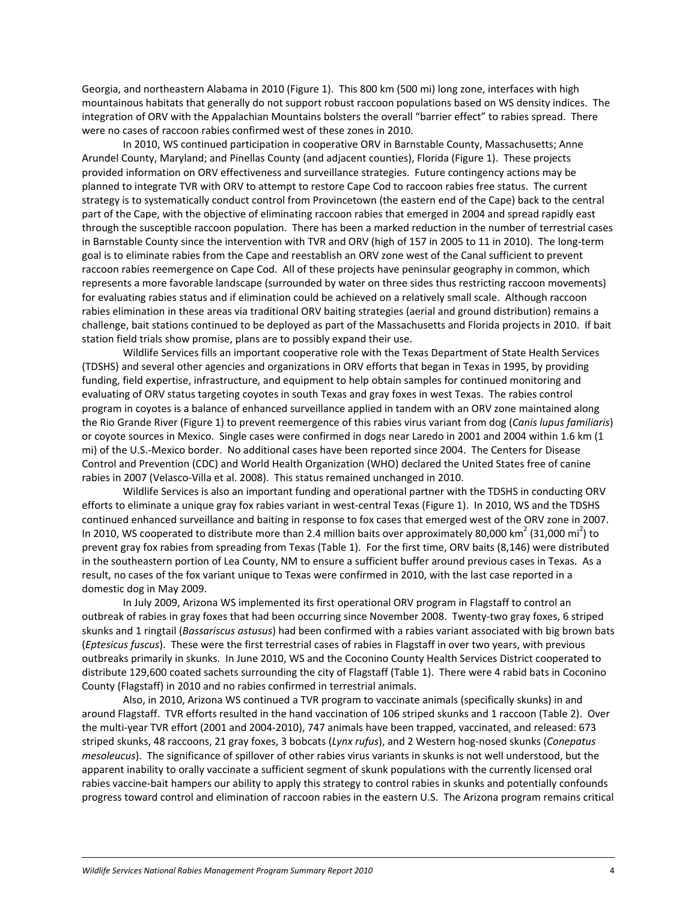Georgia, and northeastern Alabama in 2010 (Figure 1). This 800 km (500 mi) long zone, interfaces with high mountainous habitats that generally do not support robust raccoon populations based on WS density indices. The integration of ORV with the Appalachian Mountains bolsters the overall "barrier effect" to rabies spread. There were no cases of raccoon rabies confirmed west of these zones in 2010.

In 2010, WS continued participation in cooperative ORV in Barnstable County, Massachusetts; Anne Arundel County, Maryland; and Pinellas County (and adjacent counties), Florida (Figure 1). These projects provided information on ORV effectiveness and surveillance strategies. Future contingency actions may be planned to integrate TVR with ORV to attempt to restore Cape Cod to raccoon rabies free status. The current strategy is to systematically conduct control from Provincetown (the eastern end of the Cape) back to the central part of the Cape, with the objective of eliminating raccoon rabies that emerged in 2004 and spread rapidly east through the susceptible raccoon population. There has been a marked reduction in the number of terrestrial cases in Barnstable County since the intervention with TVR and ORV (high of 157 in 2005 to 11 in 2010). The long-term goal is to eliminate rabies from the Cape and reestablish an ORV zone west of the Canal sufficient to prevent raccoon rabies reemergence on Cape Cod. All of these projects have peninsular geography in common, which represents a more favorable landscape (surrounded by water on three sides thus restricting raccoon movements) for evaluating rabies status and if elimination could be achieved on a relatively small scale. Although raccoon rabies elimination in these areas via traditional ORV baiting strategies (aerial and ground distribution) remains a challenge, bait stations continued to be deployed as part of the Massachusetts and Florida projects in 2010. If bait station field trials show promise, plans are to possibly expand their use.

Wildlife Services fills an important cooperative role with the Texas Department of State Health Services (TDSHS) and several other agencies and organizations in ORV efforts that began in Texas in 1995, by providing funding, field expertise, infrastructure, and equipment to help obtain samples for continued monitoring and evaluating of ORV status targeting coyotes in south Texas and gray foxes in west Texas. The rabies control program in coyotes is a balance of enhanced surveillance applied in tandem with an ORV zone maintained along the Rio Grande River (Figure 1) to prevent reemergence of this rabies virus variant from dog (*Canis lupus familiaris*) or coyote sources in Mexico. Single cases were confirmed in dogs near Laredo in 2001 and 2004 within 1.6 km (1 mi) of the U.S.-Mexico border. No additional cases have been reported since 2004. The Centers for Disease Control and Prevention (CDC) and World Health Organization (WHO) declared the United States free of canine rabies in 2007 (Velasco-Villa et al. 2008). This status remained unchanged in 2010.

Wildlife Services is also an important funding and operational partner with the TDSHS in conducting ORV efforts to eliminate a unique gray fox rabies variant in west-central Texas (Figure 1). In 2010, WS and the TDSHS continued enhanced surveillance and baiting in response to fox cases that emerged west of the ORV zone in 2007. In 2010, WS cooperated to distribute more than 2.4 million baits over approximately 80,000 km$^2$ (31,000 mi$^2$) to prevent gray fox rabies from spreading from Texas (Table 1). For the first time, ORV baits (8,146) were distributed in the southeastern portion of Lea County, NM to ensure a sufficient buffer around previous cases in Texas. As a result, no cases of the fox variant unique to Texas were confirmed in 2010, with the last case reported in a domestic dog in May 2009.

In July 2009, Arizona WS implemented its first operational ORV program in Flagstaff to control an outbreak of rabies in gray foxes that had been occurring since November 2008. Twenty-two gray foxes, 6 striped skunks and 1 ringtail (*Bassariscus astusus*) had been confirmed with a rabies variant associated with big brown bats (*Eptesicus fuscus*). These were the first terrestrial cases of rabies in Flagstaff in over two years, with previous outbreaks primarily in skunks. In June 2010, WS and the Coconino County Health Services District cooperated to distribute 129,600 coated sachets surrounding the city of Flagstaff (Table 1). There were 4 rabid bats in Coconino County (Flagstaff) in 2010 and no rabies confirmed in terrestrial animals.

Also, in 2010, Arizona WS continued a TVR program to vaccinate animals (specifically skunks) in and around Flagstaff. TVR efforts resulted in the hand vaccination of 106 striped skunks and 1 raccoon (Table 2). Over the multi-year TVR effort (2001 and 2004-2010), 747 animals have been trapped, vaccinated, and released: 673 striped skunks, 48 raccoons, 21 gray foxes, 3 bobcats (*Lynx rufus*), and 2 Western hog-nosed skunks (*Conepatus mesoleucus*). The significance of spillover of other rabies virus variants in skunks is not well understood, but the apparent inability to orally vaccinate a sufficient segment of skunk populations with the currently licensed oral rabies vaccine-bait hampers our ability to apply this strategy to control rabies in skunks and potentially confounds progress toward control and elimination of raccoon rabies in the eastern U.S. The Arizona program remains critical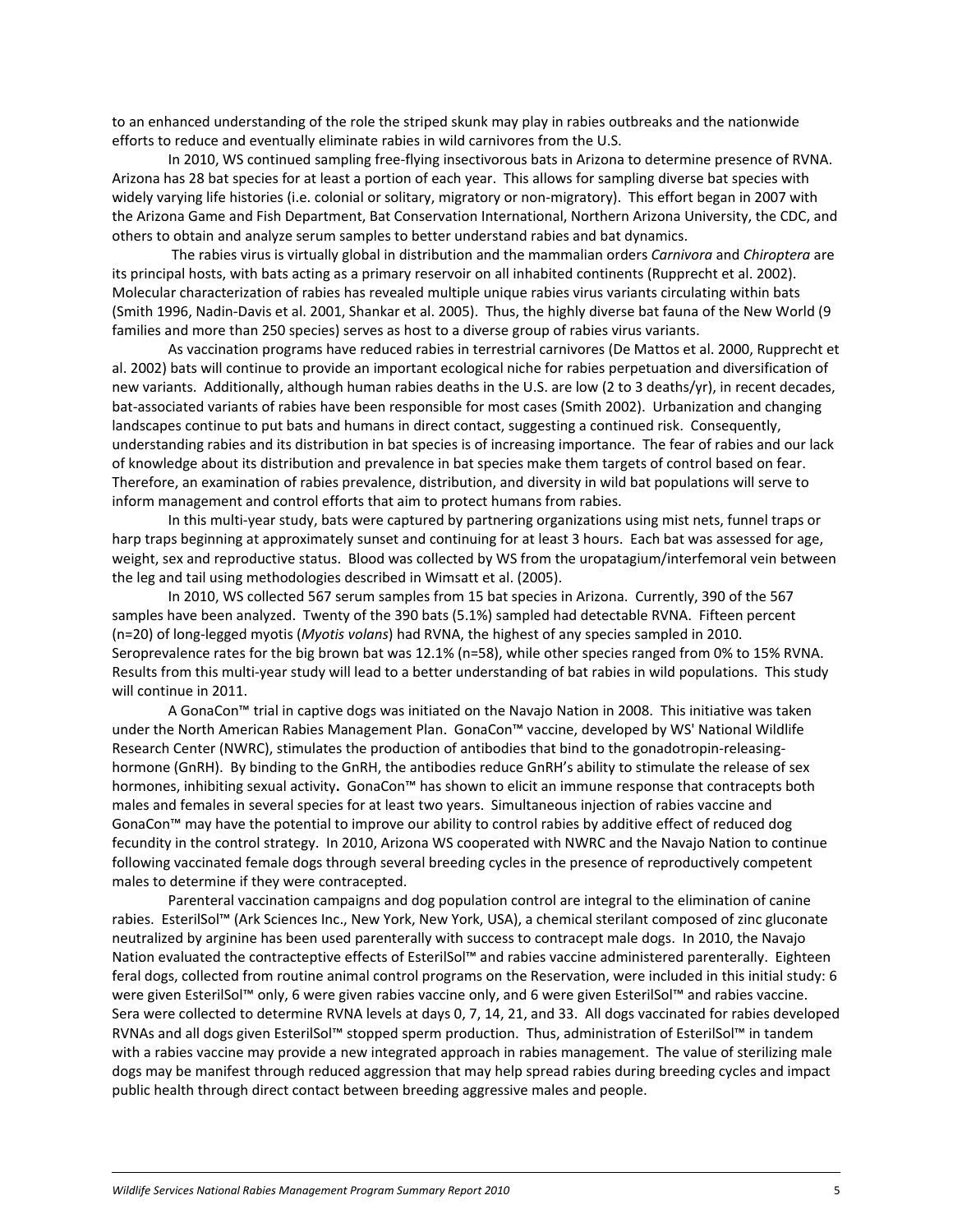to an enhanced understanding of the role the striped skunk may play in rabies outbreaks and the nationwide efforts to reduce and eventually eliminate rabies in wild carnivores from the U.S.

In 2010, WS continued sampling free-flying insectivorous bats in Arizona to determine presence of RVNA. Arizona has 28 bat species for at least a portion of each year. This allows for sampling diverse bat species with widely varying life histories (i.e. colonial or solitary, migratory or non-migratory). This effort began in 2007 with the Arizona Game and Fish Department, Bat Conservation International, Northern Arizona University, the CDC, and others to obtain and analyze serum samples to better understand rabies and bat dynamics.

The rabies virus is virtually global in distribution and the mammalian orders *Carnivora* and *Chiroptera* are its principal hosts, with bats acting as a primary reservoir on all inhabited continents (Rupprecht et al. 2002). Molecular characterization of rabies has revealed multiple unique rabies virus variants circulating within bats (Smith 1996, Nadin-Davis et al. 2001, Shankar et al. 2005). Thus, the highly diverse bat fauna of the New World (9 families and more than 250 species) serves as host to a diverse group of rabies virus variants.

As vaccination programs have reduced rabies in terrestrial carnivores (De Mattos et al. 2000, Rupprecht et al. 2002) bats will continue to provide an important ecological niche for rabies perpetuation and diversification of new variants. Additionally, although human rabies deaths in the U.S. are low (2 to 3 deaths/yr), in recent decades, bat-associated variants of rabies have been responsible for most cases (Smith 2002). Urbanization and changing landscapes continue to put bats and humans in direct contact, suggesting a continued risk. Consequently, understanding rabies and its distribution in bat species is of increasing importance. The fear of rabies and our lack of knowledge about its distribution and prevalence in bat species make them targets of control based on fear. Therefore, an examination of rabies prevalence, distribution, and diversity in wild bat populations will serve to inform management and control efforts that aim to protect humans from rabies.

In this multi-year study, bats were captured by partnering organizations using mist nets, funnel traps or harp traps beginning at approximately sunset and continuing for at least 3 hours. Each bat was assessed for age, weight, sex and reproductive status. Blood was collected by WS from the uropatagium/interfemoral vein between the leg and tail using methodologies described in Wimsatt et al. (2005).

In 2010, WS collected 567 serum samples from 15 bat species in Arizona. Currently, 390 of the 567 samples have been analyzed. Twenty of the 390 bats (5.1%) sampled had detectable RVNA. Fifteen percent (n=20) of long-legged myotis (*Myotis volans*) had RVNA, the highest of any species sampled in 2010. Seroprevalence rates for the big brown bat was 12.1% (n=58), while other species ranged from 0% to 15% RVNA. Results from this multi-year study will lead to a better understanding of bat rabies in wild populations. This study will continue in 2011.

A GonaCon™ trial in captive dogs was initiated on the Navajo Nation in 2008. This initiative was taken under the North American Rabies Management Plan. GonaCon™ vaccine, developed by WS' National Wildlife Research Center (NWRC), stimulates the production of antibodies that bind to the gonadotropin-releasing-hormone (GnRH). By binding to the GnRH, the antibodies reduce GnRH's ability to stimulate the release of sex hormones, inhibiting sexual activity**.** GonaCon™ has shown to elicit an immune response that contracepts both males and females in several species for at least two years. Simultaneous injection of rabies vaccine and GonaCon™ may have the potential to improve our ability to control rabies by additive effect of reduced dog fecundity in the control strategy. In 2010, Arizona WS cooperated with NWRC and the Navajo Nation to continue following vaccinated female dogs through several breeding cycles in the presence of reproductively competent males to determine if they were contracepted.

Parenteral vaccination campaigns and dog population control are integral to the elimination of canine rabies. EsterilSol™ (Ark Sciences Inc., New York, New York, USA), a chemical sterilant composed of zinc gluconate neutralized by arginine has been used parenterally with success to contracept male dogs. In 2010, the Navajo Nation evaluated the contracteptive effects of EsterilSol™ and rabies vaccine administered parenterally. Eighteen feral dogs, collected from routine animal control programs on the Reservation, were included in this initial study: 6 were given EsterilSol™ only, 6 were given rabies vaccine only, and 6 were given EsterilSol™ and rabies vaccine. Sera were collected to determine RVNA levels at days 0, 7, 14, 21, and 33. All dogs vaccinated for rabies developed RVNAs and all dogs given EsterilSol™ stopped sperm production. Thus, administration of EsterilSol™ in tandem with a rabies vaccine may provide a new integrated approach in rabies management. The value of sterilizing male dogs may be manifest through reduced aggression that may help spread rabies during breeding cycles and impact public health through direct contact between breeding aggressive males and people.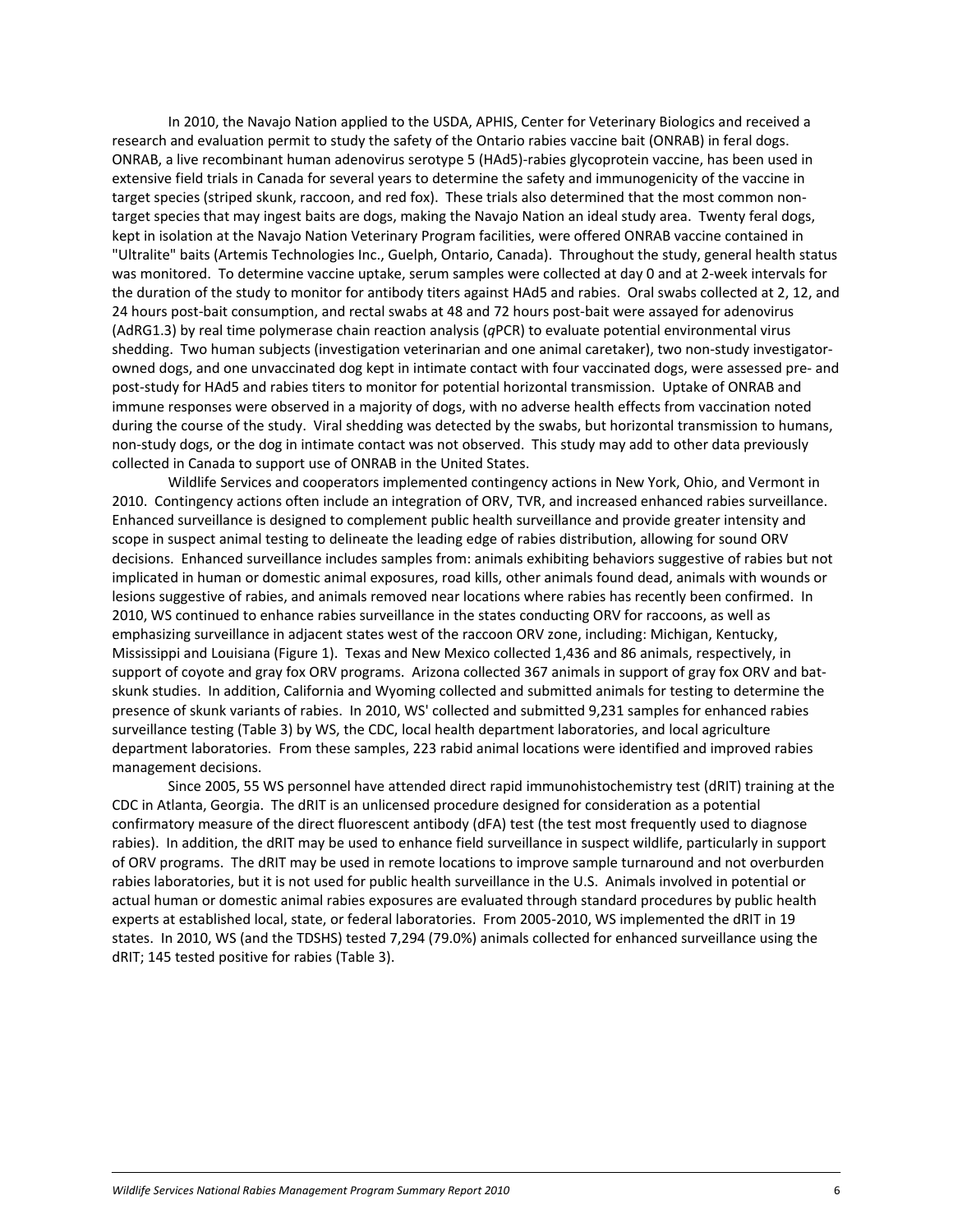In 2010, the Navajo Nation applied to the USDA, APHIS, Center for Veterinary Biologics and received a research and evaluation permit to study the safety of the Ontario rabies vaccine bait (ONRAB) in feral dogs. ONRAB, a live recombinant human adenovirus serotype 5 (HAd5)-rabies glycoprotein vaccine, has been used in extensive field trials in Canada for several years to determine the safety and immunogenicity of the vaccine in target species (striped skunk, raccoon, and red fox). These trials also determined that the most common non-target species that may ingest baits are dogs, making the Navajo Nation an ideal study area. Twenty feral dogs, kept in isolation at the Navajo Nation Veterinary Program facilities, were offered ONRAB vaccine contained in "Ultralite" baits (Artemis Technologies Inc., Guelph, Ontario, Canada). Throughout the study, general health status was monitored. To determine vaccine uptake, serum samples were collected at day 0 and at 2-week intervals for the duration of the study to monitor for antibody titers against HAd5 and rabies. Oral swabs collected at 2, 12, and 24 hours post-bait consumption, and rectal swabs at 48 and 72 hours post-bait were assayed for adenovirus (AdRG1.3) by real time polymerase chain reaction analysis (*q*PCR) to evaluate potential environmental virus shedding. Two human subjects (investigation veterinarian and one animal caretaker), two non-study investigator-owned dogs, and one unvaccinated dog kept in intimate contact with four vaccinated dogs, were assessed pre- and post-study for HAd5 and rabies titers to monitor for potential horizontal transmission. Uptake of ONRAB and immune responses were observed in a majority of dogs, with no adverse health effects from vaccination noted during the course of the study. Viral shedding was detected by the swabs, but horizontal transmission to humans, non-study dogs, or the dog in intimate contact was not observed. This study may add to other data previously collected in Canada to support use of ONRAB in the United States.

Wildlife Services and cooperators implemented contingency actions in New York, Ohio, and Vermont in 2010. Contingency actions often include an integration of ORV, TVR, and increased enhanced rabies surveillance. Enhanced surveillance is designed to complement public health surveillance and provide greater intensity and scope in suspect animal testing to delineate the leading edge of rabies distribution, allowing for sound ORV decisions. Enhanced surveillance includes samples from: animals exhibiting behaviors suggestive of rabies but not implicated in human or domestic animal exposures, road kills, other animals found dead, animals with wounds or lesions suggestive of rabies, and animals removed near locations where rabies has recently been confirmed. In 2010, WS continued to enhance rabies surveillance in the states conducting ORV for raccoons, as well as emphasizing surveillance in adjacent states west of the raccoon ORV zone, including: Michigan, Kentucky, Mississippi and Louisiana (Figure 1). Texas and New Mexico collected 1,436 and 86 animals, respectively, in support of coyote and gray fox ORV programs. Arizona collected 367 animals in support of gray fox ORV and bat-skunk studies. In addition, California and Wyoming collected and submitted animals for testing to determine the presence of skunk variants of rabies. In 2010, WS' collected and submitted 9,231 samples for enhanced rabies surveillance testing (Table 3) by WS, the CDC, local health department laboratories, and local agriculture department laboratories. From these samples, 223 rabid animal locations were identified and improved rabies management decisions.

Since 2005, 55 WS personnel have attended direct rapid immunohistochemistry test (dRIT) training at the CDC in Atlanta, Georgia. The dRIT is an unlicensed procedure designed for consideration as a potential confirmatory measure of the direct fluorescent antibody (dFA) test (the test most frequently used to diagnose rabies). In addition, the dRIT may be used to enhance field surveillance in suspect wildlife, particularly in support of ORV programs. The dRIT may be used in remote locations to improve sample turnaround and not overburden rabies laboratories, but it is not used for public health surveillance in the U.S. Animals involved in potential or actual human or domestic animal rabies exposures are evaluated through standard procedures by public health experts at established local, state, or federal laboratories. From 2005-2010, WS implemented the dRIT in 19 states. In 2010, WS (and the TDSHS) tested 7,294 (79.0%) animals collected for enhanced surveillance using the dRIT; 145 tested positive for rabies (Table 3).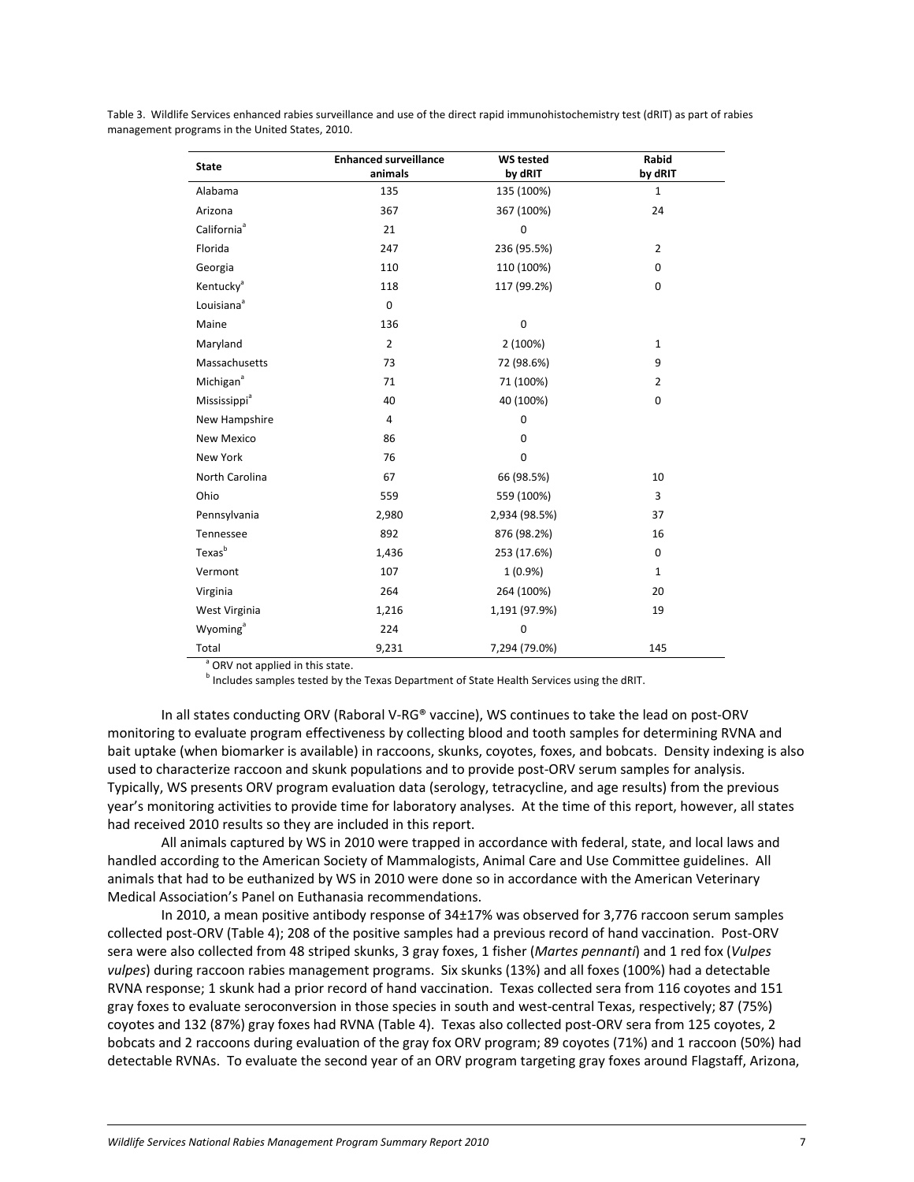Table 3. Wildlife Services enhanced rabies surveillance and use of the direct rapid immunohistochemistry test (dRIT) as part of rabies management programs in the United States, 2010.

| State | Enhanced surveillance animals | WS tested by dRIT | Rabid by dRIT |
|---|---|---|---|
| Alabama | 135 | 135 (100%) | 1 |
| Arizona | 367 | 367 (100%) | 24 |
| California[a] | 21 | 0 | |
| Florida | 247 | 236 (95.5%) | 2 |
| Georgia | 110 | 110 (100%) | 0 |
| Kentucky[a] | 118 | 117 (99.2%) | 0 |
| Louisiana[a] | 0 | | |
| Maine | 136 | 0 | |
| Maryland | 2 | 2 (100%) | 1 |
| Massachusetts | 73 | 72 (98.6%) | 9 |
| Michigan[a] | 71 | 71 (100%) | 2 |
| Mississippi[a] | 40 | 40 (100%) | 0 |
| New Hampshire | 4 | 0 | |
| New Mexico | 86 | 0 | |
| New York | 76 | 0 | |
| North Carolina | 67 | 66 (98.5%) | 10 |
| Ohio | 559 | 559 (100%) | 3 |
| Pennsylvania | 2,980 | 2,934 (98.5%) | 37 |
| Tennessee | 892 | 876 (98.2%) | 16 |
| Texas[b] | 1,436 | 253 (17.6%) | 0 |
| Vermont | 107 | 1 (0.9%) | 1 |
| Virginia | 264 | 264 (100%) | 20 |
| West Virginia | 1,216 | 1,191 (97.9%) | 19 |
| Wyoming[a] | 224 | 0 | |
| Total | 9,231 | 7,294 (79.0%) | 145 |

[a] ORV not applied in this state.

[b] Includes samples tested by the Texas Department of State Health Services using the dRIT.

In all states conducting ORV (Raboral V-RG® vaccine), WS continues to take the lead on post-ORV monitoring to evaluate program effectiveness by collecting blood and tooth samples for determining RVNA and bait uptake (when biomarker is available) in raccoons, skunks, coyotes, foxes, and bobcats. Density indexing is also used to characterize raccoon and skunk populations and to provide post-ORV serum samples for analysis. Typically, WS presents ORV program evaluation data (serology, tetracycline, and age results) from the previous year's monitoring activities to provide time for laboratory analyses. At the time of this report, however, all states had received 2010 results so they are included in this report.

All animals captured by WS in 2010 were trapped in accordance with federal, state, and local laws and handled according to the American Society of Mammalogists, Animal Care and Use Committee guidelines. All animals that had to be euthanized by WS in 2010 were done so in accordance with the American Veterinary Medical Association's Panel on Euthanasia recommendations.

In 2010, a mean positive antibody response of 34±17% was observed for 3,776 raccoon serum samples collected post-ORV (Table 4); 208 of the positive samples had a previous record of hand vaccination. Post-ORV sera were also collected from 48 striped skunks, 3 gray foxes, 1 fisher (*Martes pennanti*) and 1 red fox (*Vulpes vulpes*) during raccoon rabies management programs. Six skunks (13%) and all foxes (100%) had a detectable RVNA response; 1 skunk had a prior record of hand vaccination. Texas collected sera from 116 coyotes and 151 gray foxes to evaluate seroconversion in those species in south and west-central Texas, respectively; 87 (75%) coyotes and 132 (87%) gray foxes had RVNA (Table 4). Texas also collected post-ORV sera from 125 coyotes, 2 bobcats and 2 raccoons during evaluation of the gray fox ORV program; 89 coyotes (71%) and 1 raccoon (50%) had detectable RVNAs. To evaluate the second year of an ORV program targeting gray foxes around Flagstaff, Arizona,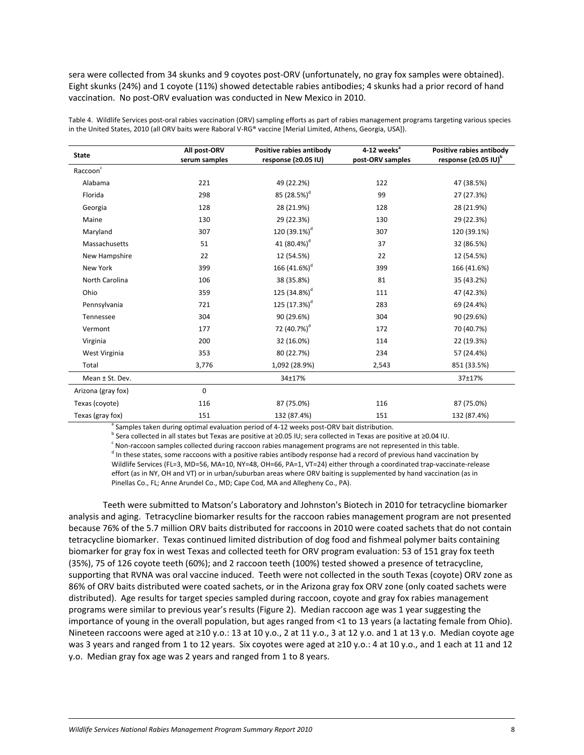sera were collected from 34 skunks and 9 coyotes post-ORV (unfortunately, no gray fox samples were obtained). Eight skunks (24%) and 1 coyote (11%) showed detectable rabies antibodies; 4 skunks had a prior record of hand vaccination. No post-ORV evaluation was conducted in New Mexico in 2010.

Table 4. Wildlife Services post-oral rabies vaccination (ORV) sampling efforts as part of rabies management programs targeting various species in the United States, 2010 (all ORV baits were Raboral V-RG® vaccine [Merial Limited, Athens, Georgia, USA]).

| State | All post-ORV serum samples | Positive rabies antibody response (≥0.05 IU) | 4-12 weeks[a] post-ORV samples | Positive rabies antibody response (≥0.05 IU)[b] |
|---|---|---|---|---|
| Raccoon[c] | | | | |
| Alabama | 221 | 49 (22.2%) | 122 | 47 (38.5%) |
| Florida | 298 | 85 (28.5%)[d] | 99 | 27 (27.3%) |
| Georgia | 128 | 28 (21.9%) | 128 | 28 (21.9%) |
| Maine | 130 | 29 (22.3%) | 130 | 29 (22.3%) |
| Maryland | 307 | 120 (39.1%)[d] | 307 | 120 (39.1%) |
| Massachusetts | 51 | 41 (80.4%)[d] | 37 | 32 (86.5%) |
| New Hampshire | 22 | 12 (54.5%) | 22 | 12 (54.5%) |
| New York | 399 | 166 (41.6%)[d] | 399 | 166 (41.6%) |
| North Carolina | 106 | 38 (35.8%) | 81 | 35 (43.2%) |
| Ohio | 359 | 125 (34.8%)[d] | 111 | 47 (42.3%) |
| Pennsylvania | 721 | 125 (17.3%)[d] | 283 | 69 (24.4%) |
| Tennessee | 304 | 90 (29.6%) | 304 | 90 (29.6%) |
| Vermont | 177 | 72 (40.7%)[d] | 172 | 70 (40.7%) |
| Virginia | 200 | 32 (16.0%) | 114 | 22 (19.3%) |
| West Virginia | 353 | 80 (22.7%) | 234 | 57 (24.4%) |
| Total | 3,776 | 1,092 (28.9%) | 2,543 | 851 (33.5%) |
| Mean ± St. Dev. | | 34±17% | | 37±17% |
| Arizona (gray fox) | 0 | | | |
| Texas (coyote) | 116 | 87 (75.0%) | 116 | 87 (75.0%) |
| Texas (gray fox) | 151 | 132 (87.4%) | 151 | 132 (87.4%) |

[a] Samples taken during optimal evaluation period of 4-12 weeks post-ORV bait distribution.
[b] Sera collected in all states but Texas are positive at ≥0.05 IU; sera collected in Texas are positive at ≥0.04 IU.
[c] Non-raccoon samples collected during raccoon rabies management programs are not represented in this table.
[d] In these states, some raccoons with a positive rabies antibody response had a record of previous hand vaccination by Wildlife Services (FL=3, MD=56, MA=10, NY=48, OH=66, PA=1, VT=24) either through a coordinated trap-vaccinate-release effort (as in NY, OH and VT) or in urban/suburban areas where ORV baiting is supplemented by hand vaccination (as in Pinellas Co., FL; Anne Arundel Co., MD; Cape Cod, MA and Allegheny Co., PA).

Teeth were submitted to Matson's Laboratory and Johnston's Biotech in 2010 for tetracycline biomarker analysis and aging. Tetracycline biomarker results for the raccoon rabies management program are not presented because 76% of the 5.7 million ORV baits distributed for raccoons in 2010 were coated sachets that do not contain tetracycline biomarker. Texas continued limited distribution of dog food and fishmeal polymer baits containing biomarker for gray fox in west Texas and collected teeth for ORV program evaluation: 53 of 151 gray fox teeth (35%), 75 of 126 coyote teeth (60%); and 2 raccoon teeth (100%) tested showed a presence of tetracycline, supporting that RVNA was oral vaccine induced. Teeth were not collected in the south Texas (coyote) ORV zone as 86% of ORV baits distributed were coated sachets, or in the Arizona gray fox ORV zone (only coated sachets were distributed). Age results for target species sampled during raccoon, coyote and gray fox rabies management programs were similar to previous year's results (Figure 2). Median raccoon age was 1 year suggesting the importance of young in the overall population, but ages ranged from <1 to 13 years (a lactating female from Ohio). Nineteen raccoons were aged at ≥10 y.o.: 13 at 10 y.o., 2 at 11 y.o., 3 at 12 y.o. and 1 at 13 y.o. Median coyote age was 3 years and ranged from 1 to 12 years. Six coyotes were aged at ≥10 y.o.: 4 at 10 y.o., and 1 each at 11 and 12 y.o. Median gray fox age was 2 years and ranged from 1 to 8 years.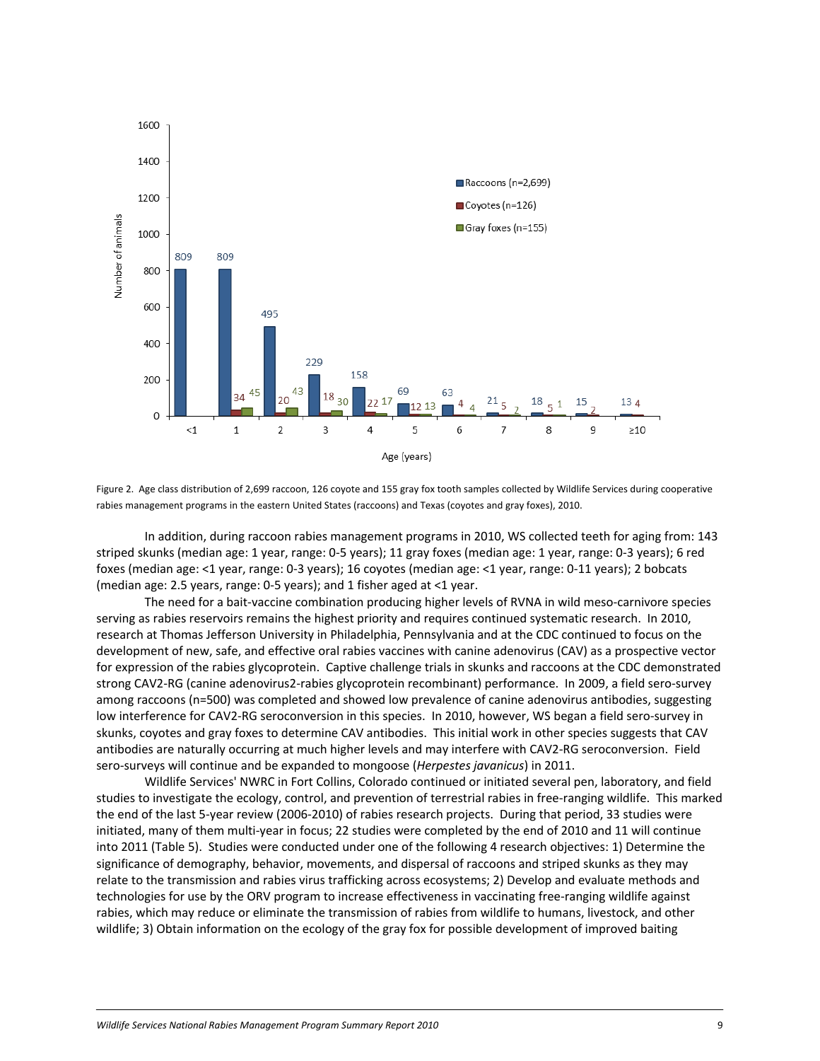Figure 2. Age class distribution of 2,699 raccoon, 126 coyote and 155 gray fox tooth samples collected by Wildlife Services during cooperative rabies management programs in the eastern United States (raccoons) and Texas (coyotes and gray foxes), 2010.

In addition, during raccoon rabies management programs in 2010, WS collected teeth for aging from: 143 striped skunks (median age: 1 year, range: 0-5 years); 11 gray foxes (median age: 1 year, range: 0-3 years); 6 red foxes (median age: <1 year, range: 0-3 years); 16 coyotes (median age: <1 year, range: 0-11 years); 2 bobcats (median age: 2.5 years, range: 0-5 years); and 1 fisher aged at <1 year.

The need for a bait-vaccine combination producing higher levels of RVNA in wild meso-carnivore species serving as rabies reservoirs remains the highest priority and requires continued systematic research. In 2010, research at Thomas Jefferson University in Philadelphia, Pennsylvania and at the CDC continued to focus on the development of new, safe, and effective oral rabies vaccines with canine adenovirus (CAV) as a prospective vector for expression of the rabies glycoprotein. Captive challenge trials in skunks and raccoons at the CDC demonstrated strong CAV2-RG (canine adenovirus2-rabies glycoprotein recombinant) performance. In 2009, a field sero-survey among raccoons (n=500) was completed and showed low prevalence of canine adenovirus antibodies, suggesting low interference for CAV2-RG seroconversion in this species. In 2010, however, WS began a field sero-survey in skunks, coyotes and gray foxes to determine CAV antibodies. This initial work in other species suggests that CAV antibodies are naturally occurring at much higher levels and may interfere with CAV2-RG seroconversion. Field sero-surveys will continue and be expanded to mongoose (*Herpestes javanicus*) in 2011.

Wildlife Services' NWRC in Fort Collins, Colorado continued or initiated several pen, laboratory, and field studies to investigate the ecology, control, and prevention of terrestrial rabies in free-ranging wildlife. This marked the end of the last 5-year review (2006-2010) of rabies research projects. During that period, 33 studies were initiated, many of them multi-year in focus; 22 studies were completed by the end of 2010 and 11 will continue into 2011 (Table 5). Studies were conducted under one of the following 4 research objectives: 1) Determine the significance of demography, behavior, movements, and dispersal of raccoons and striped skunks as they may relate to the transmission and rabies virus trafficking across ecosystems; 2) Develop and evaluate methods and technologies for use by the ORV program to increase effectiveness in vaccinating free-ranging wildlife against rabies, which may reduce or eliminate the transmission of rabies from wildlife to humans, livestock, and other wildlife; 3) Obtain information on the ecology of the gray fox for possible development of improved baiting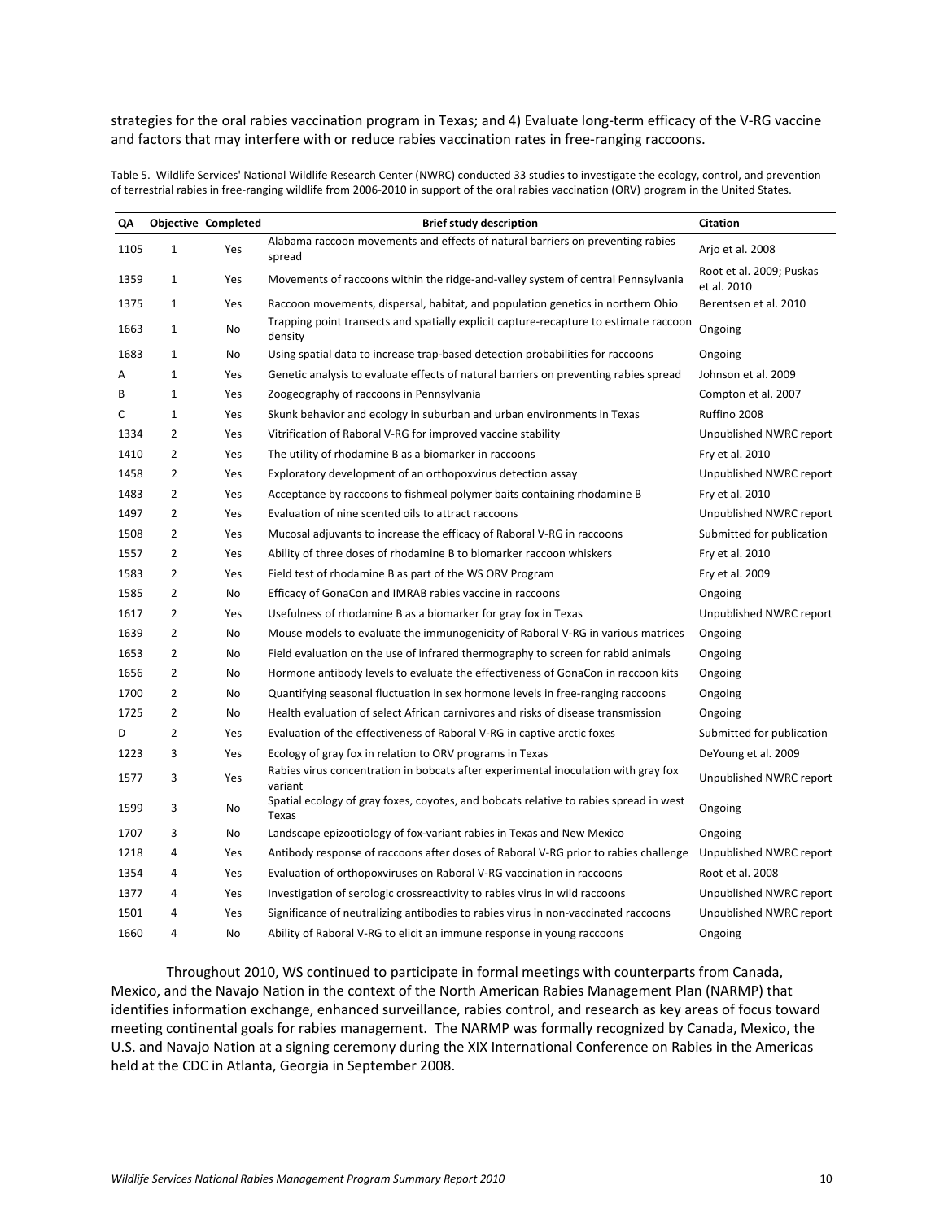strategies for the oral rabies vaccination program in Texas; and 4) Evaluate long-term efficacy of the V-RG vaccine and factors that may interfere with or reduce rabies vaccination rates in free-ranging raccoons.

Table 5. Wildlife Services' National Wildlife Research Center (NWRC) conducted 33 studies to investigate the ecology, control, and prevention of terrestrial rabies in free-ranging wildlife from 2006-2010 in support of the oral rabies vaccination (ORV) program in the United States.

| QA | Objective | Completed | Brief study description | Citation |
|---|---|---|---|---|
| 1105 | 1 | Yes | Alabama raccoon movements and effects of natural barriers on preventing rabies spread | Arjo et al. 2008 |
| 1359 | 1 | Yes | Movements of raccoons within the ridge-and-valley system of central Pennsylvania | Root et al. 2009; Puskas et al. 2010 |
| 1375 | 1 | Yes | Raccoon movements, dispersal, habitat, and population genetics in northern Ohio | Berentsen et al. 2010 |
| 1663 | 1 | No | Trapping point transects and spatially explicit capture-recapture to estimate raccoon density | Ongoing |
| 1683 | 1 | No | Using spatial data to increase trap-based detection probabilities for raccoons | Ongoing |
| A | 1 | Yes | Genetic analysis to evaluate effects of natural barriers on preventing rabies spread | Johnson et al. 2009 |
| B | 1 | Yes | Zoogeography of raccoons in Pennsylvania | Compton et al. 2007 |
| C | 1 | Yes | Skunk behavior and ecology in suburban and urban environments in Texas | Ruffino 2008 |
| 1334 | 2 | Yes | Vitrification of Raboral V-RG for improved vaccine stability | Unpublished NWRC report |
| 1410 | 2 | Yes | The utility of rhodamine B as a biomarker in raccoons | Fry et al. 2010 |
| 1458 | 2 | Yes | Exploratory development of an orthopoxvirus detection assay | Unpublished NWRC report |
| 1483 | 2 | Yes | Acceptance by raccoons to fishmeal polymer baits containing rhodamine B | Fry et al. 2010 |
| 1497 | 2 | Yes | Evaluation of nine scented oils to attract raccoons | Unpublished NWRC report |
| 1508 | 2 | Yes | Mucosal adjuvants to increase the efficacy of Raboral V-RG in raccoons | Submitted for publication |
| 1557 | 2 | Yes | Ability of three doses of rhodamine B to biomarker raccoon whiskers | Fry et al. 2010 |
| 1583 | 2 | Yes | Field test of rhodamine B as part of the WS ORV Program | Fry et al. 2009 |
| 1585 | 2 | No | Efficacy of GonaCon and IMRAB rabies vaccine in raccoons | Ongoing |
| 1617 | 2 | Yes | Usefulness of rhodamine B as a biomarker for gray fox in Texas | Unpublished NWRC report |
| 1639 | 2 | No | Mouse models to evaluate the immunogenicity of Raboral V-RG in various matrices | Ongoing |
| 1653 | 2 | No | Field evaluation on the use of infrared thermography to screen for rabid animals | Ongoing |
| 1656 | 2 | No | Hormone antibody levels to evaluate the effectiveness of GonaCon in raccoon kits | Ongoing |
| 1700 | 2 | No | Quantifying seasonal fluctuation in sex hormone levels in free-ranging raccoons | Ongoing |
| 1725 | 2 | No | Health evaluation of select African carnivores and risks of disease transmission | Ongoing |
| D | 2 | Yes | Evaluation of the effectiveness of Raboral V-RG in captive arctic foxes | Submitted for publication |
| 1223 | 3 | Yes | Ecology of gray fox in relation to ORV programs in Texas | DeYoung et al. 2009 |
| 1577 | 3 | Yes | Rabies virus concentration in bobcats after experimental inoculation with gray fox variant | Unpublished NWRC report |
| 1599 | 3 | No | Spatial ecology of gray foxes, coyotes, and bobcats relative to rabies spread in west Texas | Ongoing |
| 1707 | 3 | No | Landscape epizootiology of fox-variant rabies in Texas and New Mexico | Ongoing |
| 1218 | 4 | Yes | Antibody response of raccoons after doses of Raboral V-RG prior to rabies challenge | Unpublished NWRC report |
| 1354 | 4 | Yes | Evaluation of orthopoxviruses on Raboral V-RG vaccination in raccoons | Root et al. 2008 |
| 1377 | 4 | Yes | Investigation of serologic crossreactivity to rabies virus in wild raccoons | Unpublished NWRC report |
| 1501 | 4 | Yes | Significance of neutralizing antibodies to rabies virus in non-vaccinated raccoons | Unpublished NWRC report |
| 1660 | 4 | No | Ability of Raboral V-RG to elicit an immune response in young raccoons | Ongoing |

Throughout 2010, WS continued to participate in formal meetings with counterparts from Canada, Mexico, and the Navajo Nation in the context of the North American Rabies Management Plan (NARMP) that identifies information exchange, enhanced surveillance, rabies control, and research as key areas of focus toward meeting continental goals for rabies management. The NARMP was formally recognized by Canada, Mexico, the U.S. and Navajo Nation at a signing ceremony during the XIX International Conference on Rabies in the Americas held at the CDC in Atlanta, Georgia in September 2008.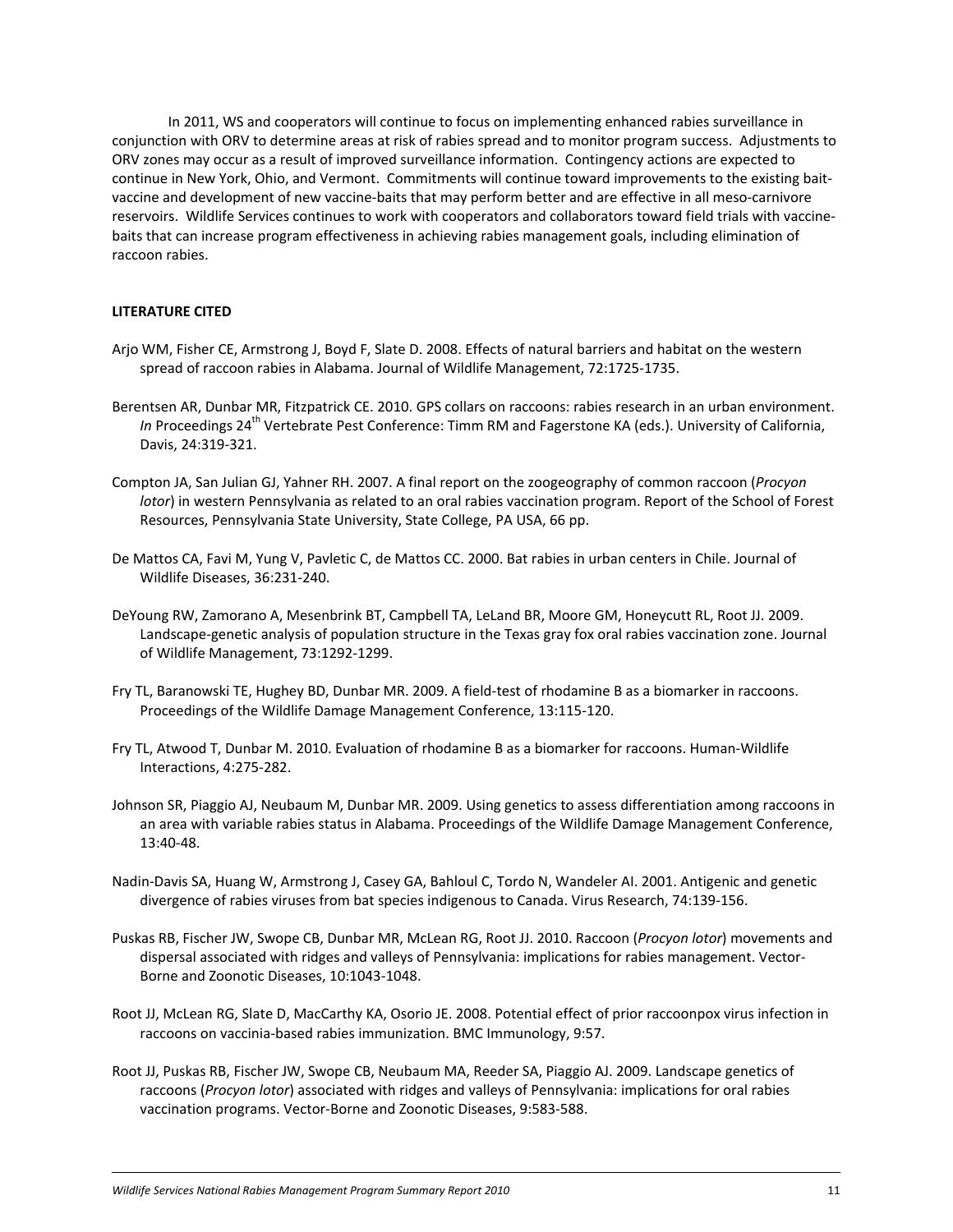In 2011, WS and cooperators will continue to focus on implementing enhanced rabies surveillance in conjunction with ORV to determine areas at risk of rabies spread and to monitor program success. Adjustments to ORV zones may occur as a result of improved surveillance information. Contingency actions are expected to continue in New York, Ohio, and Vermont. Commitments will continue toward improvements to the existing bait-vaccine and development of new vaccine-baits that may perform better and are effective in all meso-carnivore reservoirs. Wildlife Services continues to work with cooperators and collaborators toward field trials with vaccine-baits that can increase program effectiveness in achieving rabies management goals, including elimination of raccoon rabies.

**LITERATURE CITED**

Arjo WM, Fisher CE, Armstrong J, Boyd F, Slate D. 2008. Effects of natural barriers and habitat on the western spread of raccoon rabies in Alabama. Journal of Wildlife Management, 72:1725-1735.

Berentsen AR, Dunbar MR, Fitzpatrick CE. 2010. GPS collars on raccoons: rabies research in an urban environment. *In* Proceedings 24th Vertebrate Pest Conference: Timm RM and Fagerstone KA (eds.). University of California, Davis, 24:319-321.

Compton JA, San Julian GJ, Yahner RH. 2007. A final report on the zoogeography of common raccoon (*Procyon lotor*) in western Pennsylvania as related to an oral rabies vaccination program. Report of the School of Forest Resources, Pennsylvania State University, State College, PA USA, 66 pp.

De Mattos CA, Favi M, Yung V, Pavletic C, de Mattos CC. 2000. Bat rabies in urban centers in Chile. Journal of Wildlife Diseases, 36:231-240.

DeYoung RW, Zamorano A, Mesenbrink BT, Campbell TA, LeLand BR, Moore GM, Honeycutt RL, Root JJ. 2009. Landscape-genetic analysis of population structure in the Texas gray fox oral rabies vaccination zone. Journal of Wildlife Management, 73:1292-1299.

Fry TL, Baranowski TE, Hughey BD, Dunbar MR. 2009. A field-test of rhodamine B as a biomarker in raccoons. Proceedings of the Wildlife Damage Management Conference, 13:115-120.

Fry TL, Atwood T, Dunbar M. 2010. Evaluation of rhodamine B as a biomarker for raccoons. Human-Wildlife Interactions, 4:275-282.

Johnson SR, Piaggio AJ, Neubaum M, Dunbar MR. 2009. Using genetics to assess differentiation among raccoons in an area with variable rabies status in Alabama. Proceedings of the Wildlife Damage Management Conference, 13:40-48.

Nadin-Davis SA, Huang W, Armstrong J, Casey GA, Bahloul C, Tordo N, Wandeler AI. 2001. Antigenic and genetic divergence of rabies viruses from bat species indigenous to Canada. Virus Research, 74:139-156.

Puskas RB, Fischer JW, Swope CB, Dunbar MR, McLean RG, Root JJ. 2010. Raccoon (*Procyon lotor*) movements and dispersal associated with ridges and valleys of Pennsylvania: implications for rabies management. Vector-Borne and Zoonotic Diseases, 10:1043-1048.

Root JJ, McLean RG, Slate D, MacCarthy KA, Osorio JE. 2008. Potential effect of prior raccoonpox virus infection in raccoons on vaccinia-based rabies immunization. BMC Immunology, 9:57.

Root JJ, Puskas RB, Fischer JW, Swope CB, Neubaum MA, Reeder SA, Piaggio AJ. 2009. Landscape genetics of raccoons (*Procyon lotor*) associated with ridges and valleys of Pennsylvania: implications for oral rabies vaccination programs. Vector-Borne and Zoonotic Diseases, 9:583-588.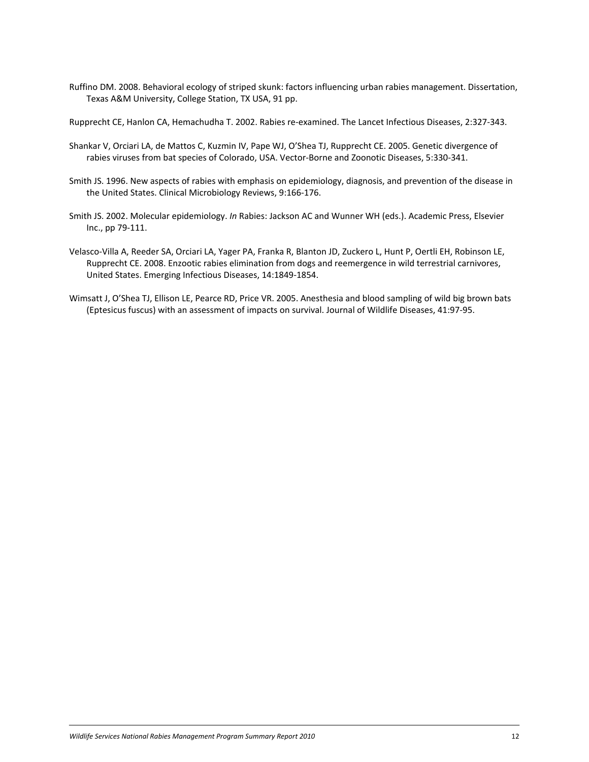Ruffino DM. 2008. Behavioral ecology of striped skunk: factors influencing urban rabies management. Dissertation, Texas A&M University, College Station, TX USA, 91 pp.

Rupprecht CE, Hanlon CA, Hemachudha T. 2002. Rabies re-examined. The Lancet Infectious Diseases, 2:327-343.

Shankar V, Orciari LA, de Mattos C, Kuzmin IV, Pape WJ, O'Shea TJ, Rupprecht CE. 2005. Genetic divergence of rabies viruses from bat species of Colorado, USA. Vector-Borne and Zoonotic Diseases, 5:330-341.

Smith JS. 1996. New aspects of rabies with emphasis on epidemiology, diagnosis, and prevention of the disease in the United States. Clinical Microbiology Reviews, 9:166-176.

Smith JS. 2002. Molecular epidemiology. *In* Rabies: Jackson AC and Wunner WH (eds.). Academic Press, Elsevier Inc., pp 79-111.

Velasco-Villa A, Reeder SA, Orciari LA, Yager PA, Franka R, Blanton JD, Zuckero L, Hunt P, Oertli EH, Robinson LE, Rupprecht CE. 2008. Enzootic rabies elimination from dogs and reemergence in wild terrestrial carnivores, United States. Emerging Infectious Diseases, 14:1849-1854.

Wimsatt J, O'Shea TJ, Ellison LE, Pearce RD, Price VR. 2005. Anesthesia and blood sampling of wild big brown bats (Eptesicus fuscus) with an assessment of impacts on survival. Journal of Wildlife Diseases, 41:97-95.